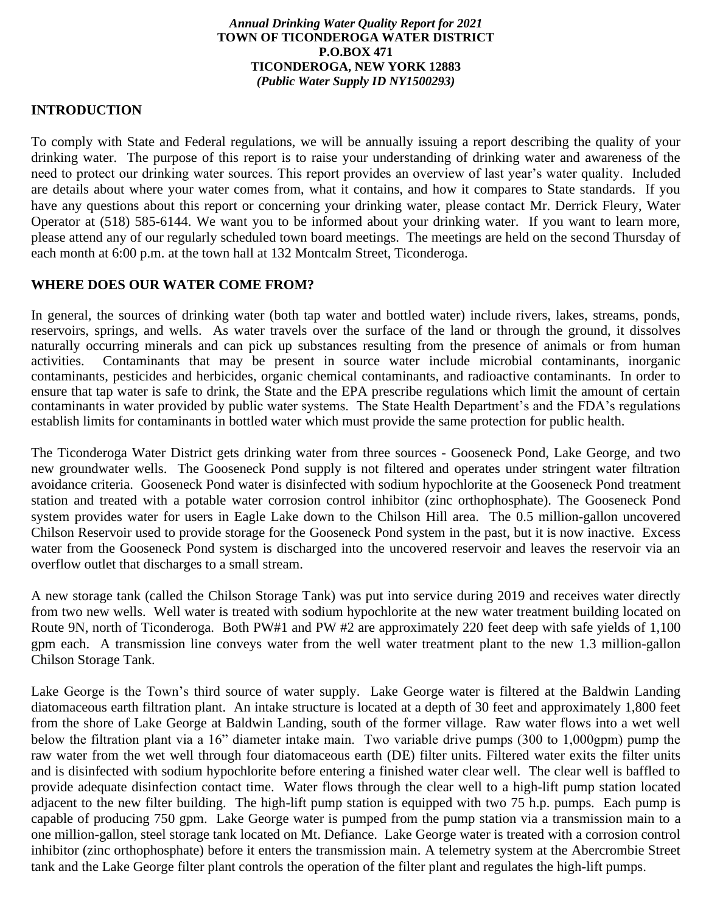***Annual Drinking Water Quality Report for 2021***
**TOWN OF TICONDEROGA WATER DISTRICT**
**P.O.BOX 471**
**TICONDEROGA, NEW YORK 12883**
***(Public Water Supply ID NY1500293)***

## INTRODUCTION

To comply with State and Federal regulations, we will be annually issuing a report describing the quality of your drinking water. The purpose of this report is to raise your understanding of drinking water and awareness of the need to protect our drinking water sources. This report provides an overview of last year's water quality. Included are details about where your water comes from, what it contains, and how it compares to State standards. If you have any questions about this report or concerning your drinking water, please contact Mr. Derrick Fleury, Water Operator at (518) 585-6144. We want you to be informed about your drinking water. If you want to learn more, please attend any of our regularly scheduled town board meetings. The meetings are held on the second Thursday of each month at 6:00 p.m. at the town hall at 132 Montcalm Street, Ticonderoga.

## WHERE DOES OUR WATER COME FROM?

In general, the sources of drinking water (both tap water and bottled water) include rivers, lakes, streams, ponds, reservoirs, springs, and wells. As water travels over the surface of the land or through the ground, it dissolves naturally occurring minerals and can pick up substances resulting from the presence of animals or from human activities. Contaminants that may be present in source water include microbial contaminants, inorganic contaminants, pesticides and herbicides, organic chemical contaminants, and radioactive contaminants. In order to ensure that tap water is safe to drink, the State and the EPA prescribe regulations which limit the amount of certain contaminants in water provided by public water systems. The State Health Department's and the FDA's regulations establish limits for contaminants in bottled water which must provide the same protection for public health.

The Ticonderoga Water District gets drinking water from three sources - Gooseneck Pond, Lake George, and two new groundwater wells. The Gooseneck Pond supply is not filtered and operates under stringent water filtration avoidance criteria. Gooseneck Pond water is disinfected with sodium hypochlorite at the Gooseneck Pond treatment station and treated with a potable water corrosion control inhibitor (zinc orthophosphate). The Gooseneck Pond system provides water for users in Eagle Lake down to the Chilson Hill area. The 0.5 million-gallon uncovered Chilson Reservoir used to provide storage for the Gooseneck Pond system in the past, but it is now inactive. Excess water from the Gooseneck Pond system is discharged into the uncovered reservoir and leaves the reservoir via an overflow outlet that discharges to a small stream.

A new storage tank (called the Chilson Storage Tank) was put into service during 2019 and receives water directly from two new wells. Well water is treated with sodium hypochlorite at the new water treatment building located on Route 9N, north of Ticonderoga. Both PW#1 and PW #2 are approximately 220 feet deep with safe yields of 1,100 gpm each. A transmission line conveys water from the well water treatment plant to the new 1.3 million-gallon Chilson Storage Tank.

Lake George is the Town's third source of water supply. Lake George water is filtered at the Baldwin Landing diatomaceous earth filtration plant. An intake structure is located at a depth of 30 feet and approximately 1,800 feet from the shore of Lake George at Baldwin Landing, south of the former village. Raw water flows into a wet well below the filtration plant via a 16" diameter intake main. Two variable drive pumps (300 to 1,000gpm) pump the raw water from the wet well through four diatomaceous earth (DE) filter units. Filtered water exits the filter units and is disinfected with sodium hypochlorite before entering a finished water clear well. The clear well is baffled to provide adequate disinfection contact time. Water flows through the clear well to a high-lift pump station located adjacent to the new filter building. The high-lift pump station is equipped with two 75 h.p. pumps. Each pump is capable of producing 750 gpm. Lake George water is pumped from the pump station via a transmission main to a one million-gallon, steel storage tank located on Mt. Defiance. Lake George water is treated with a corrosion control inhibitor (zinc orthophosphate) before it enters the transmission main. A telemetry system at the Abercrombie Street tank and the Lake George filter plant controls the operation of the filter plant and regulates the high-lift pumps.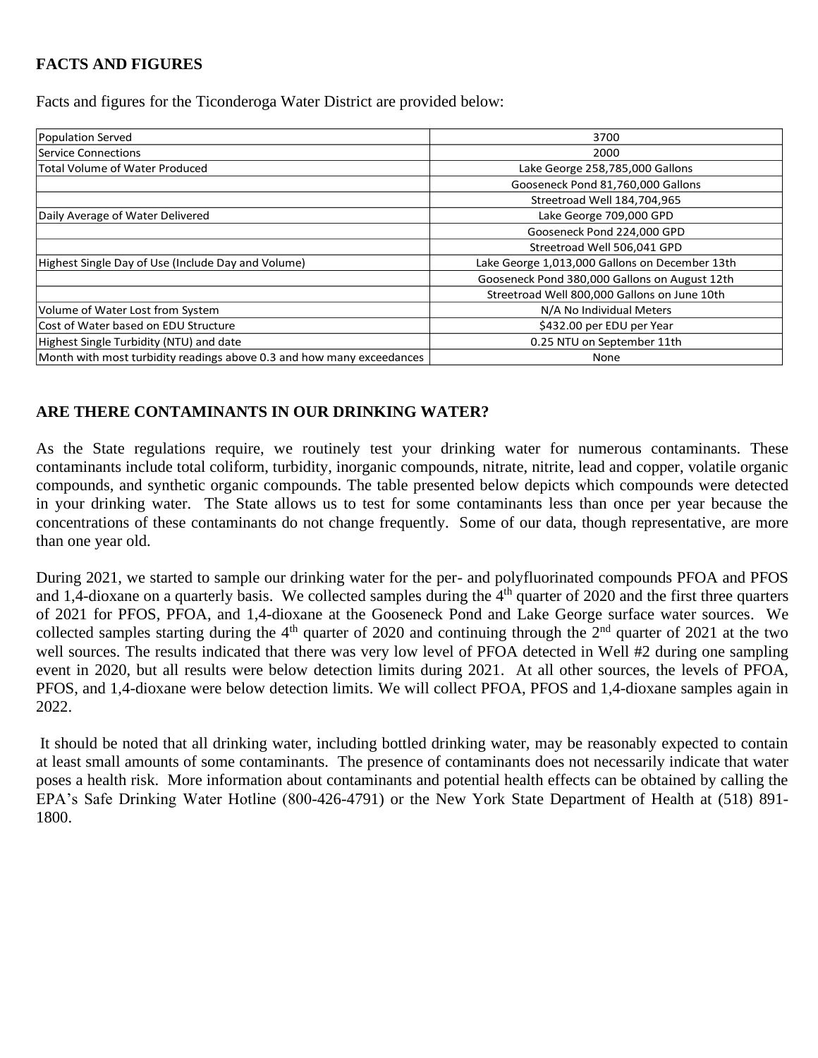## FACTS AND FIGURES

Facts and figures for the Ticonderoga Water District are provided below:

| | |
|---|---|
| Population Served | 3700 |
| Service Connections | 2000 |
| Total Volume of Water Produced | Lake George 258,785,000 Gallons |
| | Gooseneck Pond 81,760,000 Gallons |
| | Streetroad Well 184,704,965 |
| Daily Average of Water Delivered | Lake George 709,000 GPD |
| | Gooseneck Pond 224,000 GPD |
| | Streetroad Well 506,041 GPD |
| Highest Single Day of Use (Include Day and Volume) | Lake George 1,013,000 Gallons on December 13th |
| | Gooseneck Pond 380,000 Gallons on August 12th |
| | Streetroad Well 800,000 Gallons on June 10th |
| Volume of Water Lost from System | N/A No Individual Meters |
| Cost of Water based on EDU Structure | $432.00 per EDU per Year |
| Highest Single Turbidity (NTU) and date | 0.25 NTU on September 11th |
| Month with most turbidity readings above 0.3 and how many exceedances | None |

## ARE THERE CONTAMINANTS IN OUR DRINKING WATER?

As the State regulations require, we routinely test your drinking water for numerous contaminants. These contaminants include total coliform, turbidity, inorganic compounds, nitrate, nitrite, lead and copper, volatile organic compounds, and synthetic organic compounds. The table presented below depicts which compounds were detected in your drinking water. The State allows us to test for some contaminants less than once per year because the concentrations of these contaminants do not change frequently. Some of our data, though representative, are more than one year old.

During 2021, we started to sample our drinking water for the per- and polyfluorinated compounds PFOA and PFOS and 1,4-dioxane on a quarterly basis. We collected samples during the 4th quarter of 2020 and the first three quarters of 2021 for PFOS, PFOA, and 1,4-dioxane at the Gooseneck Pond and Lake George surface water sources. We collected samples starting during the 4th quarter of 2020 and continuing through the 2nd quarter of 2021 at the two well sources. The results indicated that there was very low level of PFOA detected in Well #2 during one sampling event in 2020, but all results were below detection limits during 2021. At all other sources, the levels of PFOA, PFOS, and 1,4-dioxane were below detection limits. We will collect PFOA, PFOS and 1,4-dioxane samples again in 2022.

It should be noted that all drinking water, including bottled drinking water, may be reasonably expected to contain at least small amounts of some contaminants. The presence of contaminants does not necessarily indicate that water poses a health risk. More information about contaminants and potential health effects can be obtained by calling the EPA's Safe Drinking Water Hotline (800-426-4791) or the New York State Department of Health at (518) 891-1800.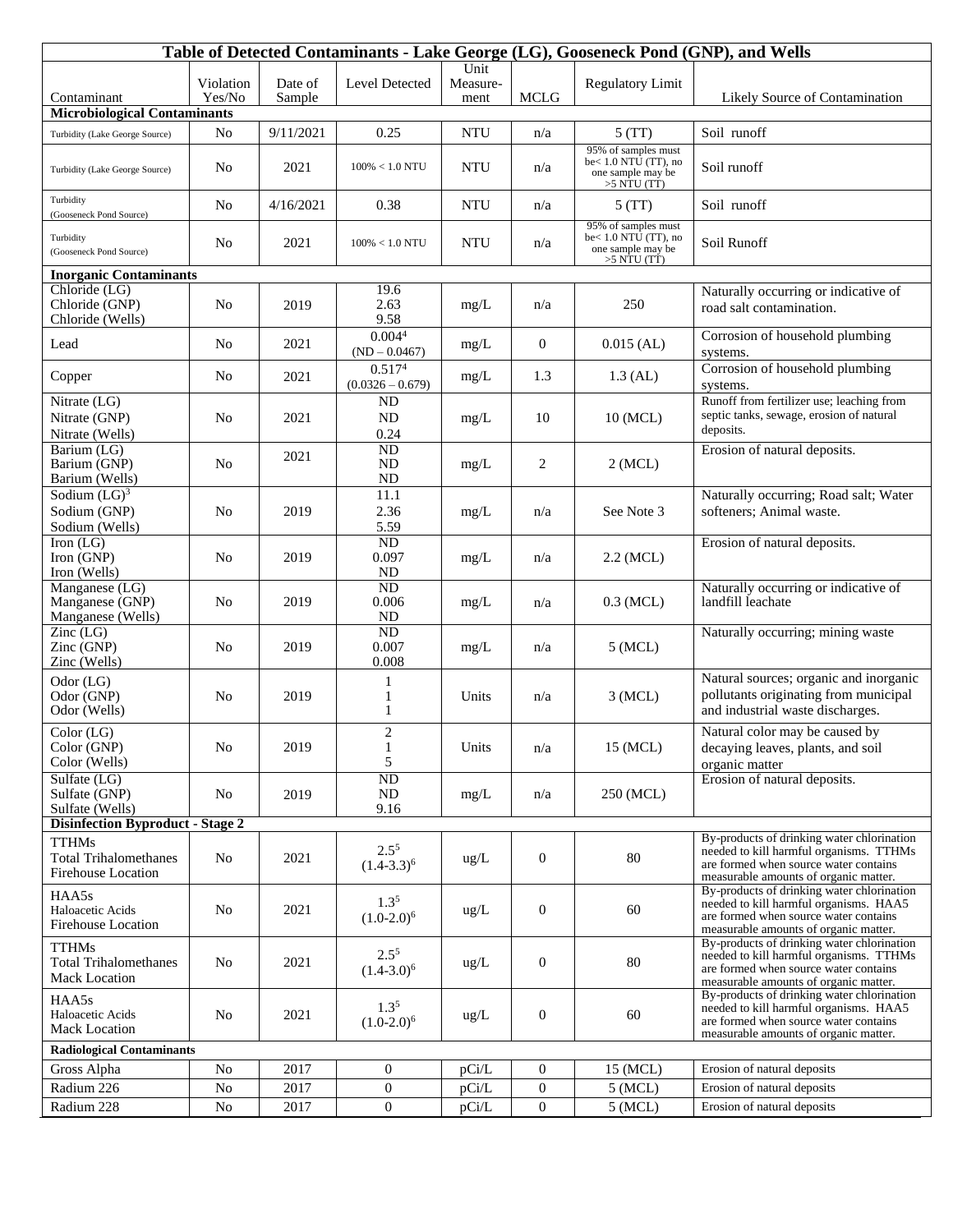| Table of Detected Contaminants - Lake George (LG), Gooseneck Pond (GNP), and Wells | | | | | | | |
|---|---|---|---|---|---|---|---|
| Contaminant | Violation Yes/No | Date of Sample | Level Detected | Unit Measure-ment | MCLG | Regulatory Limit | Likely Source of Contamination |
| **Microbiological Contaminants** | | | | | | | |
| Turbidity (Lake George Source) | No | 9/11/2021 | 0.25 | NTU | n/a | 5 (TT) | Soil runoff |
| Turbidity (Lake George Source) | No | 2021 | 100% < 1.0 NTU | NTU | n/a | 95% of samples must be< 1.0 NTU (TT), no one sample may be >5 NTU (TT) | Soil runoff |
| Turbidity (Gooseneck Pond Source) | No | 4/16/2021 | 0.38 | NTU | n/a | 5 (TT) | Soil runoff |
| Turbidity (Gooseneck Pond Source) | No | 2021 | 100% < 1.0 NTU | NTU | n/a | 95% of samples must be< 1.0 NTU (TT), no one sample may be >5 NTU (TT) | Soil Runoff |
| **Inorganic Contaminants** | | | | | | | |
| Chloride (LG)<br>Chloride (GNP)<br>Chloride (Wells) | No | 2019 | 19.6<br>2.63<br>9.58 | mg/L | n/a | 250 | Naturally occurring or indicative of road salt contamination. |
| Lead | No | 2021 | 0.004[4]<br>(ND – 0.0467) | mg/L | 0 | 0.015 (AL) | Corrosion of household plumbing systems. |
| Copper | No | 2021 | 0.517[4]<br>(0.0326 – 0.679) | mg/L | 1.3 | 1.3 (AL) | Corrosion of household plumbing systems. |
| Nitrate (LG)<br>Nitrate (GNP)<br>Nitrate (Wells) | No | 2021 | ND<br>ND<br>0.24 | mg/L | 10 | 10 (MCL) | Runoff from fertilizer use; leaching from septic tanks, sewage, erosion of natural deposits. |
| Barium (LG)<br>Barium (GNP)<br>Barium (Wells) | No | 2021 | ND<br>ND<br>ND | mg/L | 2 | 2 (MCL) | Erosion of natural deposits. |
| Sodium (LG)[3]<br>Sodium (GNP)<br>Sodium (Wells) | No | 2019 | 11.1<br>2.36<br>5.59 | mg/L | n/a | See Note 3 | Naturally occurring; Road salt; Water softeners; Animal waste. |
| Iron (LG)<br>Iron (GNP)<br>Iron (Wells) | No | 2019 | ND<br>0.097<br>ND | mg/L | n/a | 2.2 (MCL) | Erosion of natural deposits. |
| Manganese (LG)<br>Manganese (GNP)<br>Manganese (Wells) | No | 2019 | ND<br>0.006<br>ND | mg/L | n/a | 0.3 (MCL) | Naturally occurring or indicative of landfill leachate |
| Zinc (LG)<br>Zinc (GNP)<br>Zinc (Wells) | No | 2019 | ND<br>0.007<br>0.008 | mg/L | n/a | 5 (MCL) | Naturally occurring; mining waste |
| Odor (LG)<br>Odor (GNP)<br>Odor (Wells) | No | 2019 | 1<br>1<br>1 | Units | n/a | 3 (MCL) | Natural sources; organic and inorganic pollutants originating from municipal and industrial waste discharges. |
| Color (LG)<br>Color (GNP)<br>Color (Wells) | No | 2019 | 2<br>1<br>5 | Units | n/a | 15 (MCL) | Natural color may be caused by decaying leaves, plants, and soil organic matter |
| Sulfate (LG)<br>Sulfate (GNP)<br>Sulfate (Wells) | No | 2019 | ND<br>ND<br>9.16 | mg/L | n/a | 250 (MCL) | Erosion of natural deposits. |
| **Disinfection Byproduct - Stage 2** | | | | | | | |
| TTHMs<br>Total Trihalomethanes<br>Firehouse Location | No | 2021 | 2.5[5]<br>(1.4-3.3)[6] | ug/L | 0 | 80 | By-products of drinking water chlorination needed to kill harmful organisms. TTHMs are formed when source water contains measurable amounts of organic matter. |
| HAA5s<br>Haloacetic Acids<br>Firehouse Location | No | 2021 | 1.3[5]<br>(1.0-2.0)[6] | ug/L | 0 | 60 | By-products of drinking water chlorination needed to kill harmful organisms. HAA5 are formed when source water contains measurable amounts of organic matter. |
| TTHMs<br>Total Trihalomethanes<br>Mack Location | No | 2021 | 2.5[5]<br>(1.4-3.0)[6] | ug/L | 0 | 80 | By-products of drinking water chlorination needed to kill harmful organisms. TTHMs are formed when source water contains measurable amounts of organic matter. |
| HAA5s<br>Haloacetic Acids<br>Mack Location | No | 2021 | 1.3[5]<br>(1.0-2.0)[6] | ug/L | 0 | 60 | By-products of drinking water chlorination needed to kill harmful organisms. HAA5 are formed when source water contains measurable amounts of organic matter. |
| **Radiological Contaminants** | | | | | | | |
| Gross Alpha | No | 2017 | 0 | pCi/L | 0 | 15 (MCL) | Erosion of natural deposits |
| Radium 226 | No | 2017 | 0 | pCi/L | 0 | 5 (MCL) | Erosion of natural deposits |
| Radium 228 | No | 2017 | 0 | pCi/L | 0 | 5 (MCL) | Erosion of natural deposits |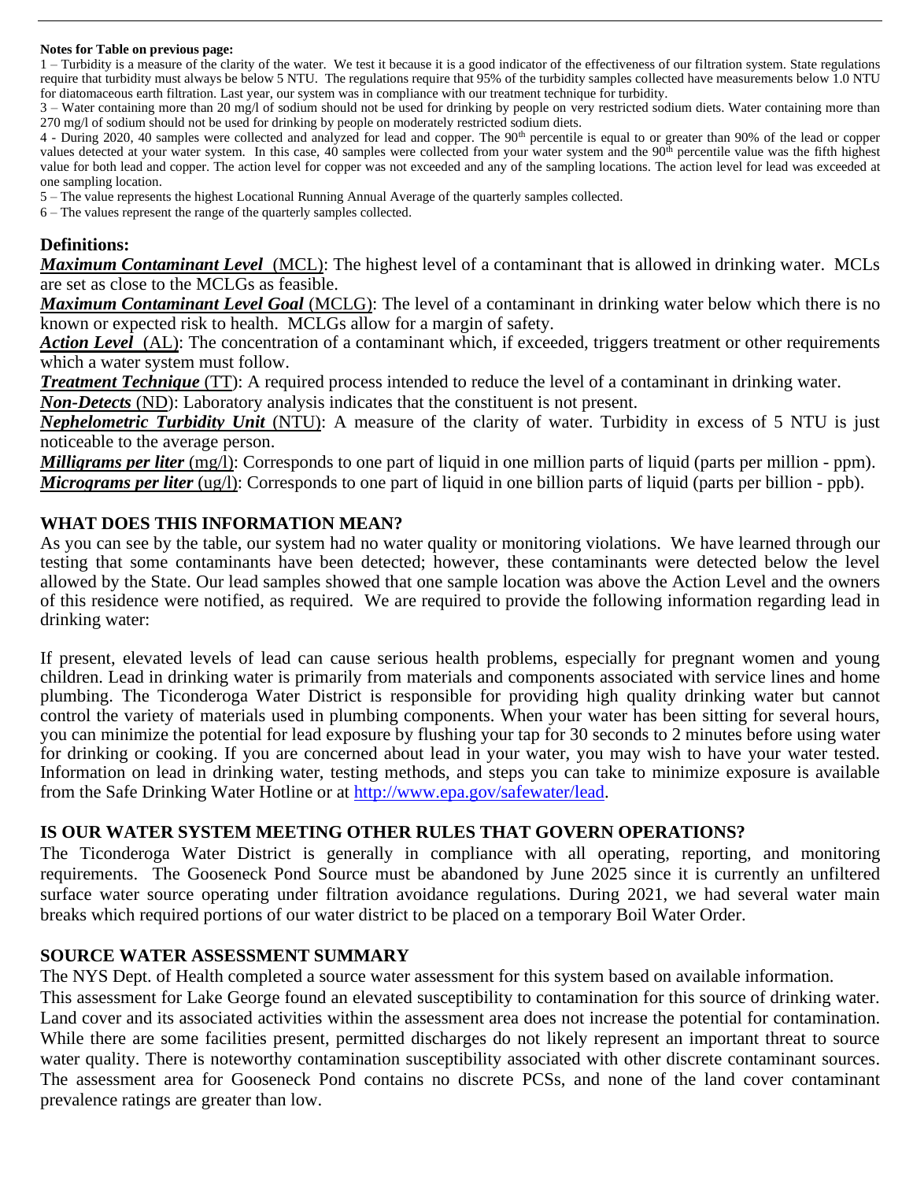**Notes for Table on previous page:**

1 – Turbidity is a measure of the clarity of the water. We test it because it is a good indicator of the effectiveness of our filtration system. State regulations require that turbidity must always be below 5 NTU. The regulations require that 95% of the turbidity samples collected have measurements below 1.0 NTU for diatomaceous earth filtration. Last year, our system was in compliance with our treatment technique for turbidity.

3 – Water containing more than 20 mg/l of sodium should not be used for drinking by people on very restricted sodium diets. Water containing more than 270 mg/l of sodium should not be used for drinking by people on moderately restricted sodium diets.

4 - During 2020, 40 samples were collected and analyzed for lead and copper. The 90th percentile is equal to or greater than 90% of the lead or copper values detected at your water system. In this case, 40 samples were collected from your water system and the 90th percentile value was the fifth highest value for both lead and copper. The action level for copper was not exceeded and any of the sampling locations. The action level for lead was exceeded at one sampling location.

5 – The value represents the highest Locational Running Annual Average of the quarterly samples collected.

6 – The values represent the range of the quarterly samples collected.

## Definitions:

***Maximum Contaminant Level*** (MCL): The highest level of a contaminant that is allowed in drinking water. MCLs are set as close to the MCLGs as feasible.

***Maximum Contaminant Level Goal*** (MCLG): The level of a contaminant in drinking water below which there is no known or expected risk to health. MCLGs allow for a margin of safety.

***Action Level*** (AL): The concentration of a contaminant which, if exceeded, triggers treatment or other requirements which a water system must follow.

***Treatment Technique*** (TT): A required process intended to reduce the level of a contaminant in drinking water.

***Non-Detects*** (ND): Laboratory analysis indicates that the constituent is not present.

***Nephelometric Turbidity Unit*** (NTU): A measure of the clarity of water. Turbidity in excess of 5 NTU is just noticeable to the average person.

***Milligrams per liter*** (mg/l): Corresponds to one part of liquid in one million parts of liquid (parts per million - ppm).

***Micrograms per liter*** (ug/l): Corresponds to one part of liquid in one billion parts of liquid (parts per billion - ppb).

## WHAT DOES THIS INFORMATION MEAN?

As you can see by the table, our system had no water quality or monitoring violations. We have learned through our testing that some contaminants have been detected; however, these contaminants were detected below the level allowed by the State. Our lead samples showed that one sample location was above the Action Level and the owners of this residence were notified, as required. We are required to provide the following information regarding lead in drinking water:

If present, elevated levels of lead can cause serious health problems, especially for pregnant women and young children. Lead in drinking water is primarily from materials and components associated with service lines and home plumbing. The Ticonderoga Water District is responsible for providing high quality drinking water but cannot control the variety of materials used in plumbing components. When your water has been sitting for several hours, you can minimize the potential for lead exposure by flushing your tap for 30 seconds to 2 minutes before using water for drinking or cooking. If you are concerned about lead in your water, you may wish to have your water tested. Information on lead in drinking water, testing methods, and steps you can take to minimize exposure is available from the Safe Drinking Water Hotline or at http://www.epa.gov/safewater/lead.

## IS OUR WATER SYSTEM MEETING OTHER RULES THAT GOVERN OPERATIONS?

The Ticonderoga Water District is generally in compliance with all operating, reporting, and monitoring requirements. The Gooseneck Pond Source must be abandoned by June 2025 since it is currently an unfiltered surface water source operating under filtration avoidance regulations. During 2021, we had several water main breaks which required portions of our water district to be placed on a temporary Boil Water Order.

## SOURCE WATER ASSESSMENT SUMMARY

The NYS Dept. of Health completed a source water assessment for this system based on available information.

This assessment for Lake George found an elevated susceptibility to contamination for this source of drinking water. Land cover and its associated activities within the assessment area does not increase the potential for contamination. While there are some facilities present, permitted discharges do not likely represent an important threat to source water quality. There is noteworthy contamination susceptibility associated with other discrete contaminant sources. The assessment area for Gooseneck Pond contains no discrete PCSs, and none of the land cover contaminant prevalence ratings are greater than low.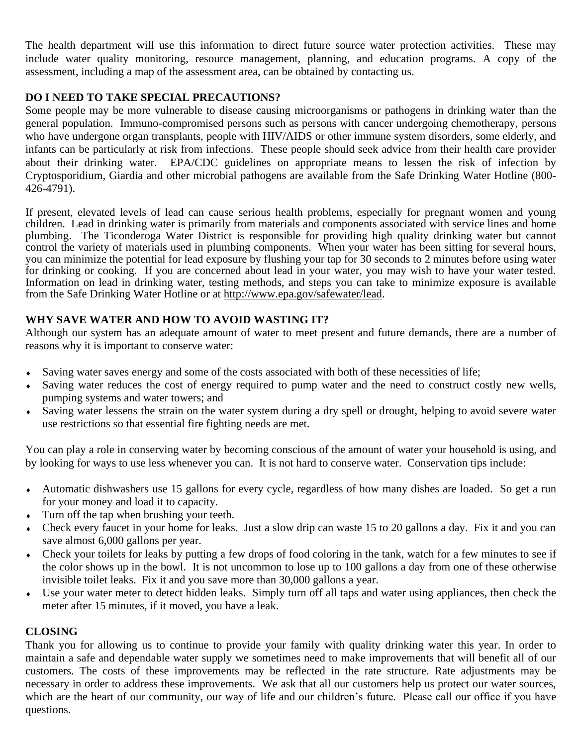The health department will use this information to direct future source water protection activities. These may include water quality monitoring, resource management, planning, and education programs. A copy of the assessment, including a map of the assessment area, can be obtained by contacting us.

## DO I NEED TO TAKE SPECIAL PRECAUTIONS?

Some people may be more vulnerable to disease causing microorganisms or pathogens in drinking water than the general population. Immuno-compromised persons such as persons with cancer undergoing chemotherapy, persons who have undergone organ transplants, people with HIV/AIDS or other immune system disorders, some elderly, and infants can be particularly at risk from infections. These people should seek advice from their health care provider about their drinking water. EPA/CDC guidelines on appropriate means to lessen the risk of infection by Cryptosporidium, Giardia and other microbial pathogens are available from the Safe Drinking Water Hotline (800-426-4791).

If present, elevated levels of lead can cause serious health problems, especially for pregnant women and young children. Lead in drinking water is primarily from materials and components associated with service lines and home plumbing. The Ticonderoga Water District is responsible for providing high quality drinking water but cannot control the variety of materials used in plumbing components. When your water has been sitting for several hours, you can minimize the potential for lead exposure by flushing your tap for 30 seconds to 2 minutes before using water for drinking or cooking. If you are concerned about lead in your water, you may wish to have your water tested. Information on lead in drinking water, testing methods, and steps you can take to minimize exposure is available from the Safe Drinking Water Hotline or at http://www.epa.gov/safewater/lead.

## WHY SAVE WATER AND HOW TO AVOID WASTING IT?

Although our system has an adequate amount of water to meet present and future demands, there are a number of reasons why it is important to conserve water:

- Saving water saves energy and some of the costs associated with both of these necessities of life;
- Saving water reduces the cost of energy required to pump water and the need to construct costly new wells, pumping systems and water towers; and
- Saving water lessens the strain on the water system during a dry spell or drought, helping to avoid severe water use restrictions so that essential fire fighting needs are met.

You can play a role in conserving water by becoming conscious of the amount of water your household is using, and by looking for ways to use less whenever you can. It is not hard to conserve water. Conservation tips include:

- Automatic dishwashers use 15 gallons for every cycle, regardless of how many dishes are loaded. So get a run for your money and load it to capacity.
- Turn off the tap when brushing your teeth.
- Check every faucet in your home for leaks. Just a slow drip can waste 15 to 20 gallons a day. Fix it and you can save almost 6,000 gallons per year.
- Check your toilets for leaks by putting a few drops of food coloring in the tank, watch for a few minutes to see if the color shows up in the bowl. It is not uncommon to lose up to 100 gallons a day from one of these otherwise invisible toilet leaks. Fix it and you save more than 30,000 gallons a year.
- Use your water meter to detect hidden leaks. Simply turn off all taps and water using appliances, then check the meter after 15 minutes, if it moved, you have a leak.

## CLOSING

Thank you for allowing us to continue to provide your family with quality drinking water this year. In order to maintain a safe and dependable water supply we sometimes need to make improvements that will benefit all of our customers. The costs of these improvements may be reflected in the rate structure. Rate adjustments may be necessary in order to address these improvements. We ask that all our customers help us protect our water sources, which are the heart of our community, our way of life and our children's future. Please call our office if you have questions.